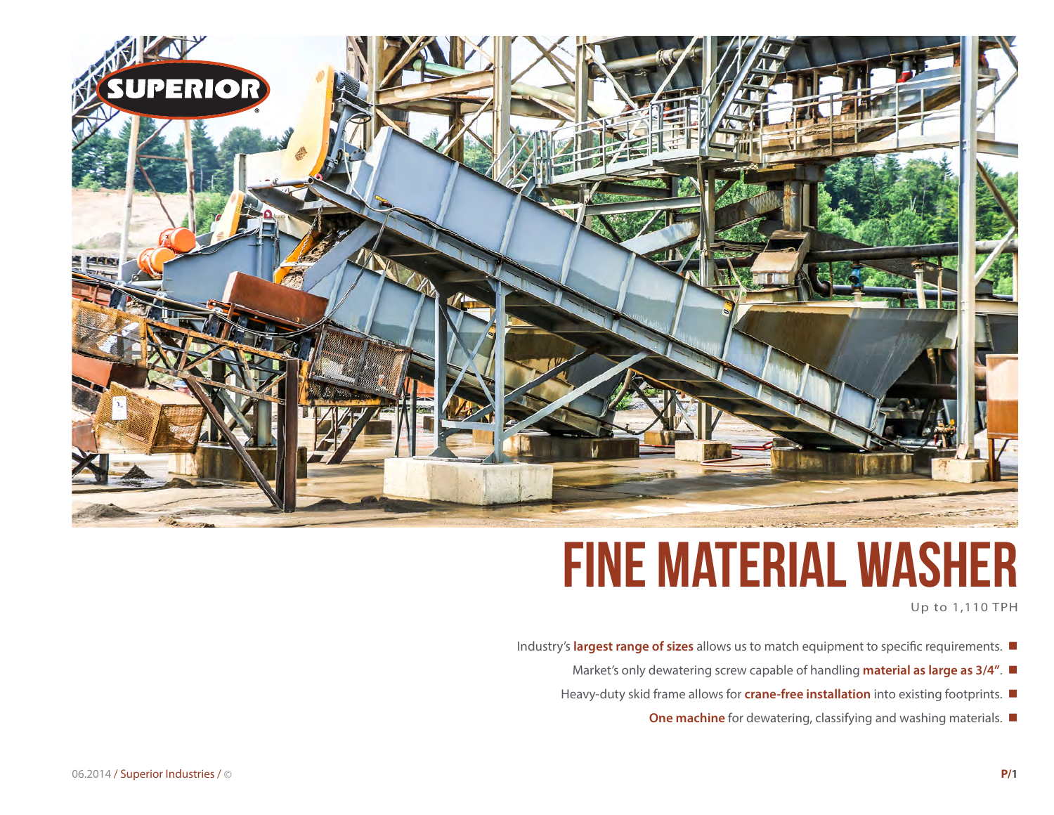# FINE MATERIAL WASHER

Up to 1,110 TPH

- Industry's **largest range of sizes** allows us to match equipment to specific requirements.
- Market's only dewatering screw capable of handling **material as large as 3/4"**.
- Heavy-duty skid frame allows for **crane-free installation** into existing footprints.
- **One machine** for dewatering, classifying and washing materials.

06.2014 / Superior Industries / ©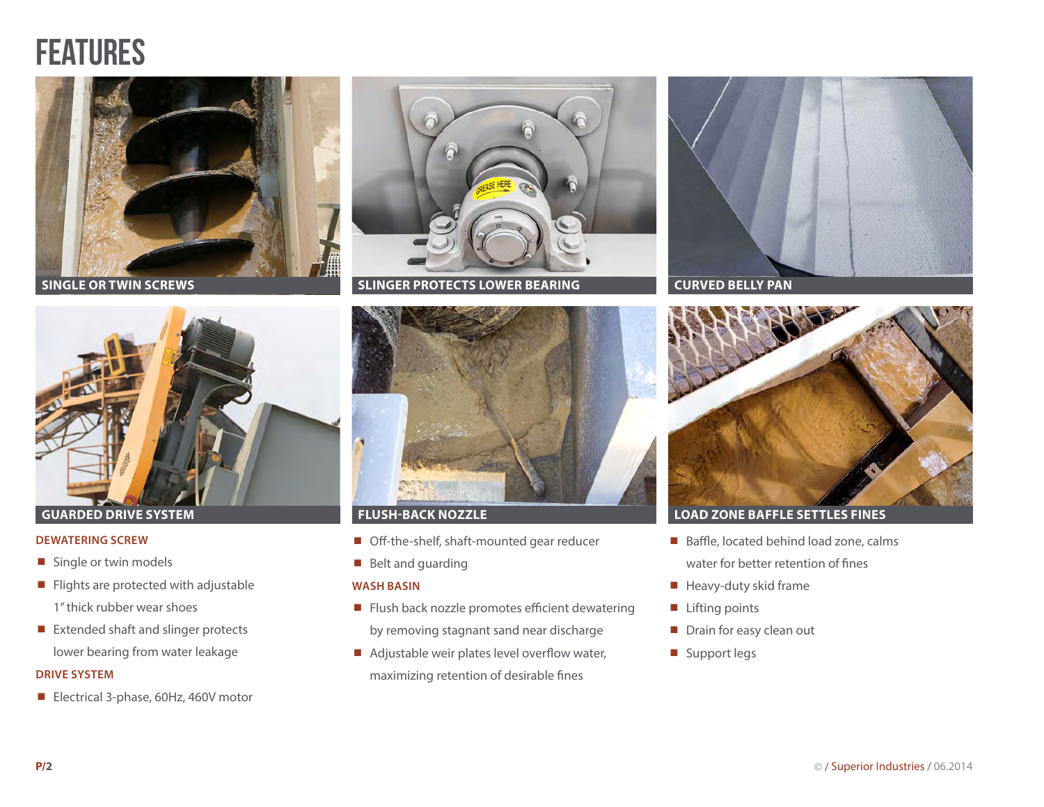# FEATURES

SINGLE OR TWIN SCREWS

SLINGER PROTECTS LOWER BEARING

CURVED BELLY PAN

GUARDED DRIVE SYSTEM

FLUSH-BACK NOZZLE

LOAD ZONE BAFFLE SETTLES FINES

### DEWATERING SCREW

- Single or twin models
- Flights are protected with adjustable 1" thick rubber wear shoes
- Extended shaft and slinger protects lower bearing from water leakage

### DRIVE SYSTEM

- Electrical 3-phase, 60Hz, 460V motor
- Off-the-shelf, shaft-mounted gear reducer
- Belt and guarding

### WASH BASIN

- Flush back nozzle promotes efficient dewatering by removing stagnant sand near discharge
- Adjustable weir plates level overflow water, maximizing retention of desirable fines
- Baffle, located behind load zone, calms water for better retention of fines
- Heavy-duty skid frame
- Lifting points
- Drain for easy clean out
- Support legs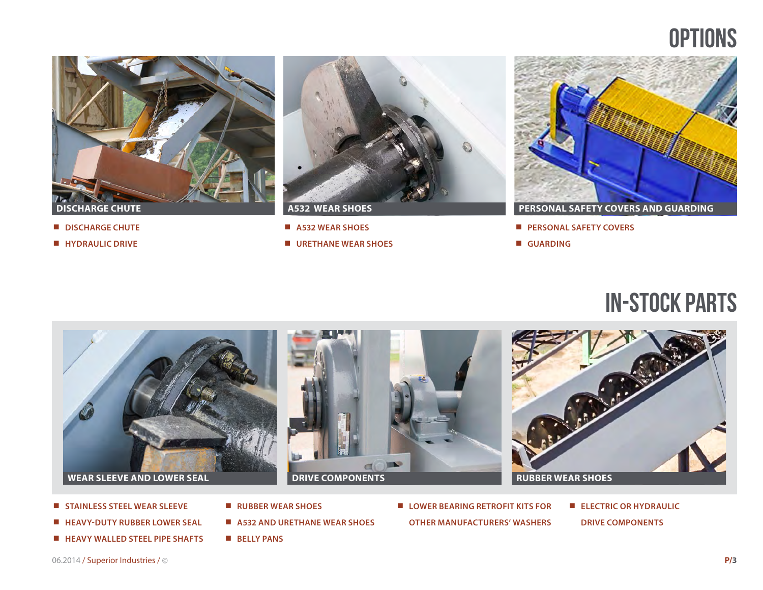# OPTIONS

DISCHARGE CHUTE

- DISCHARGE CHUTE
- HYDRAULIC DRIVE

A532 WEAR SHOES

- A532 WEAR SHOES
- URETHANE WEAR SHOES

PERSONAL SAFETY COVERS AND GUARDING

- PERSONAL SAFETY COVERS
- GUARDING

# IN-STOCK PARTS

WEAR SLEEVE AND LOWER SEAL

DRIVE COMPONENTS

RUBBER WEAR SHOES

- STAINLESS STEEL WEAR SLEEVE
- HEAVY-DUTY RUBBER LOWER SEAL
- HEAVY WALLED STEEL PIPE SHAFTS
- RUBBER WEAR SHOES
- A532 AND URETHANE WEAR SHOES
- BELLY PANS
- LOWER BEARING RETROFIT KITS FOR OTHER MANUFACTURERS' WASHERS
- ELECTRIC OR HYDRAULIC DRIVE COMPONENTS

06.2014 / Superior Industries / ©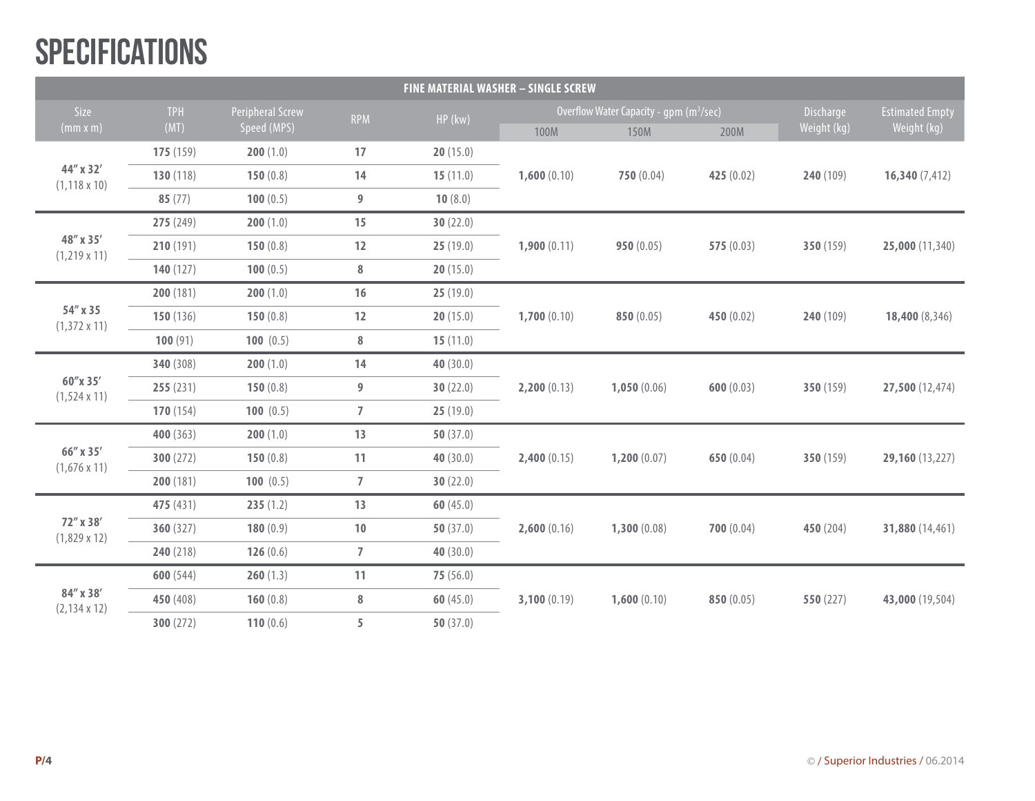# SPECIFICATIONS

| FINE MATERIAL WASHER – SINGLE SCREW | | | | | | | | | |
|---|---|---|---|---|---|---|---|---|---|
| Size (mm x m) | TPH (MT) | Peripheral Screw Speed (MPS) | RPM | HP (kw) | Overflow Water Capacity - gpm ($m^3$/sec) | | | Discharge Weight (kg) | Estimated Empty Weight (kg) |
| | | | | | 100M | 150M | 200M | | |
| 44″ x 32′ (1,118 x 10) | **175** (159) | **200** (1.0) | **17** | **20** (15.0) | **1,600** (0.10) | **750** (0.04) | **425** (0.02) | **240** (109) | **16,340** (7,412) |
| | **130** (118) | **150** (0.8) | **14** | **15** (11.0) | | | | | |
| | **85** (77) | **100** (0.5) | **9** | **10** (8.0) | | | | | |
| 48″ x 35′ (1,219 x 11) | **275** (249) | **200** (1.0) | **15** | **30** (22.0) | **1,900** (0.11) | **950** (0.05) | **575** (0.03) | **350** (159) | **25,000** (11,340) |
| | **210** (191) | **150** (0.8) | **12** | **25** (19.0) | | | | | |
| | **140** (127) | **100** (0.5) | **8** | **20** (15.0) | | | | | |
| 54″ x 35 (1,372 x 11) | **200** (181) | **200** (1.0) | **16** | **25** (19.0) | **1,700** (0.10) | **850** (0.05) | **450** (0.02) | **240** (109) | **18,400** (8,346) |
| | **150** (136) | **150** (0.8) | **12** | **20** (15.0) | | | | | |
| | **100** (91) | **100** (0.5) | **8** | **15** (11.0) | | | | | |
| 60″x 35′ (1,524 x 11) | **340** (308) | **200** (1.0) | **14** | **40** (30.0) | **2,200** (0.13) | **1,050** (0.06) | **600** (0.03) | **350** (159) | **27,500** (12,474) |
| | **255** (231) | **150** (0.8) | **9** | **30** (22.0) | | | | | |
| | **170** (154) | **100** (0.5) | **7** | **25** (19.0) | | | | | |
| 66″ x 35′ (1,676 x 11) | **400** (363) | **200** (1.0) | **13** | **50** (37.0) | **2,400** (0.15) | **1,200** (0.07) | **650** (0.04) | **350** (159) | **29,160** (13,227) |
| | **300** (272) | **150** (0.8) | **11** | **40** (30.0) | | | | | |
| | **200** (181) | **100** (0.5) | **7** | **30** (22.0) | | | | | |
| 72″ x 38′ (1,829 x 12) | **475** (431) | **235** (1.2) | **13** | **60** (45.0) | **2,600** (0.16) | **1,300** (0.08) | **700** (0.04) | **450** (204) | **31,880** (14,461) |
| | **360** (327) | **180** (0.9) | **10** | **50** (37.0) | | | | | |
| | **240** (218) | **126** (0.6) | **7** | **40** (30.0) | | | | | |
| 84″ x 38′ (2,134 x 12) | **600** (544) | **260** (1.3) | **11** | **75** (56.0) | **3,100** (0.19) | **1,600** (0.10) | **850** (0.05) | **550** (227) | **43,000** (19,504) |
| | **450** (408) | **160** (0.8) | **8** | **60** (45.0) | | | | | |
| | **300** (272) | **110** (0.6) | **5** | **50** (37.0) | | | | | |

© / Superior Industries / 06.2014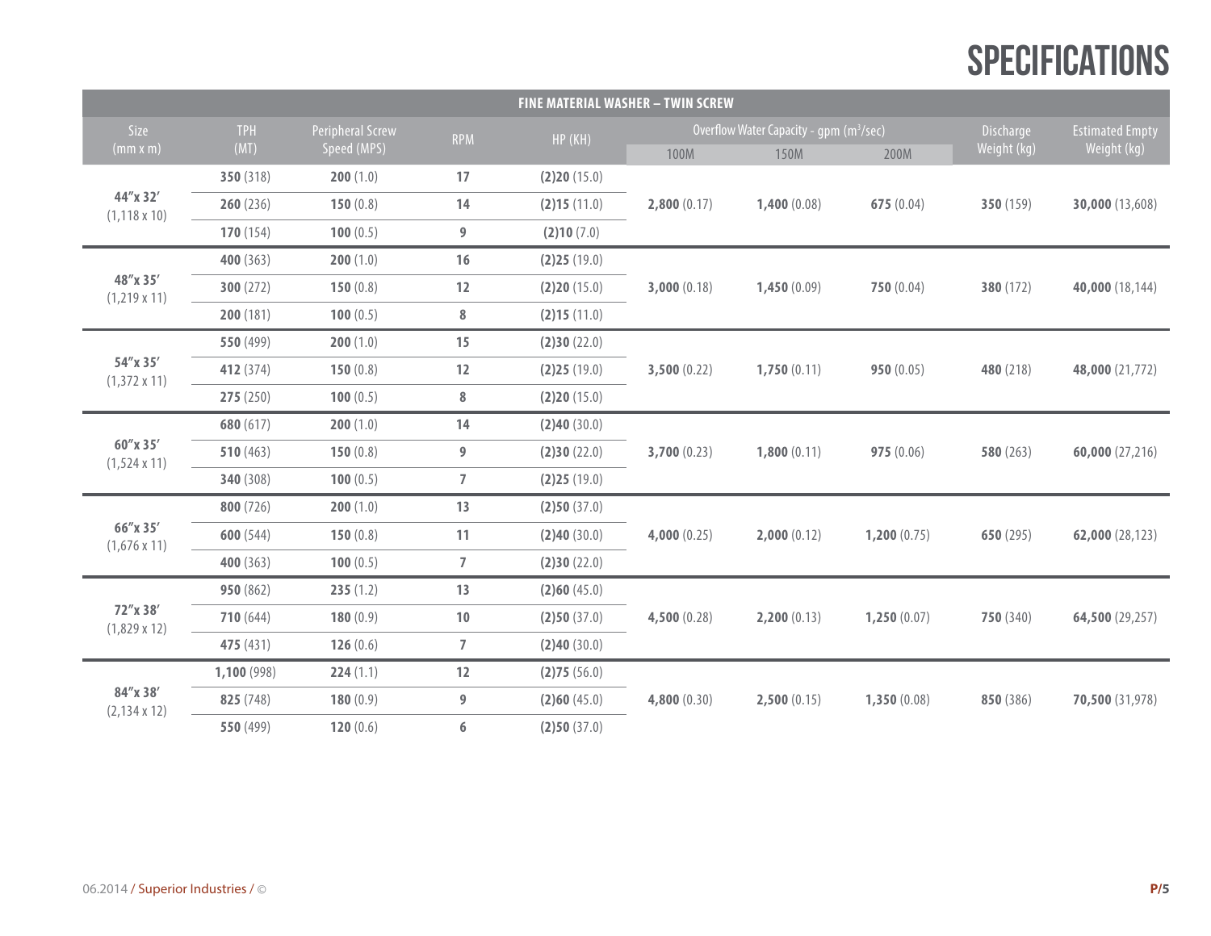# SPECIFICATIONS

| FINE MATERIAL WASHER – TWIN SCREW | | | | | | | | | |
|---|---|---|---|---|---|---|---|---|---|
| Size (mm x m) | TPH (MT) | Peripheral Screw Speed (MPS) | RPM | HP (KH) | Overflow Water Capacity - gpm ($m^3$/sec) | | | Discharge Weight (kg) | Estimated Empty Weight (kg) |
| | | | | | 100M | 150M | 200M | | |
| **44″x 32′** (1,118 x 10) | **350** (318) | **200** (1.0) | **17** | **(2)20** (15.0) | **2,800** (0.17) | **1,400** (0.08) | **675** (0.04) | **350** (159) | **30,000** (13,608) |
| | **260** (236) | **150** (0.8) | **14** | **(2)15** (11.0) | | | | | |
| | **170** (154) | **100** (0.5) | **9** | **(2)10** (7.0) | | | | | |
| **48″x 35′** (1,219 x 11) | **400** (363) | **200** (1.0) | **16** | **(2)25** (19.0) | **3,000** (0.18) | **1,450** (0.09) | **750** (0.04) | **380** (172) | **40,000** (18,144) |
| | **300** (272) | **150** (0.8) | **12** | **(2)20** (15.0) | | | | | |
| | **200** (181) | **100** (0.5) | **8** | **(2)15** (11.0) | | | | | |
| **54″x 35′** (1,372 x 11) | **550** (499) | **200** (1.0) | **15** | **(2)30** (22.0) | **3,500** (0.22) | **1,750** (0.11) | **950** (0.05) | **480** (218) | **48,000** (21,772) |
| | **412** (374) | **150** (0.8) | **12** | **(2)25** (19.0) | | | | | |
| | **275** (250) | **100** (0.5) | **8** | **(2)20** (15.0) | | | | | |
| **60″x 35′** (1,524 x 11) | **680** (617) | **200** (1.0) | **14** | **(2)40** (30.0) | **3,700** (0.23) | **1,800** (0.11) | **975** (0.06) | **580** (263) | **60,000** (27,216) |
| | **510** (463) | **150** (0.8) | **9** | **(2)30** (22.0) | | | | | |
| | **340** (308) | **100** (0.5) | **7** | **(2)25** (19.0) | | | | | |
| **66″x 35′** (1,676 x 11) | **800** (726) | **200** (1.0) | **13** | **(2)50** (37.0) | **4,000** (0.25) | **2,000** (0.12) | **1,200** (0.75) | **650** (295) | **62,000** (28,123) |
| | **600** (544) | **150** (0.8) | **11** | **(2)40** (30.0) | | | | | |
| | **400** (363) | **100** (0.5) | **7** | **(2)30** (22.0) | | | | | |
| **72″x 38′** (1,829 x 12) | **950** (862) | **235** (1.2) | **13** | **(2)60** (45.0) | **4,500** (0.28) | **2,200** (0.13) | **1,250** (0.07) | **750** (340) | **64,500** (29,257) |
| | **710** (644) | **180** (0.9) | **10** | **(2)50** (37.0) | | | | | |
| | **475** (431) | **126** (0.6) | **7** | **(2)40** (30.0) | | | | | |
| **84″x 38′** (2,134 x 12) | **1,100** (998) | **224** (1.1) | **12** | **(2)75** (56.0) | **4,800** (0.30) | **2,500** (0.15) | **1,350** (0.08) | **850** (386) | **70,500** (31,978) |
| | **825** (748) | **180** (0.9) | **9** | **(2)60** (45.0) | | | | | |
| | **550** (499) | **120** (0.6) | **6** | **(2)50** (37.0) | | | | | |

06.2014 / Superior Industries / ©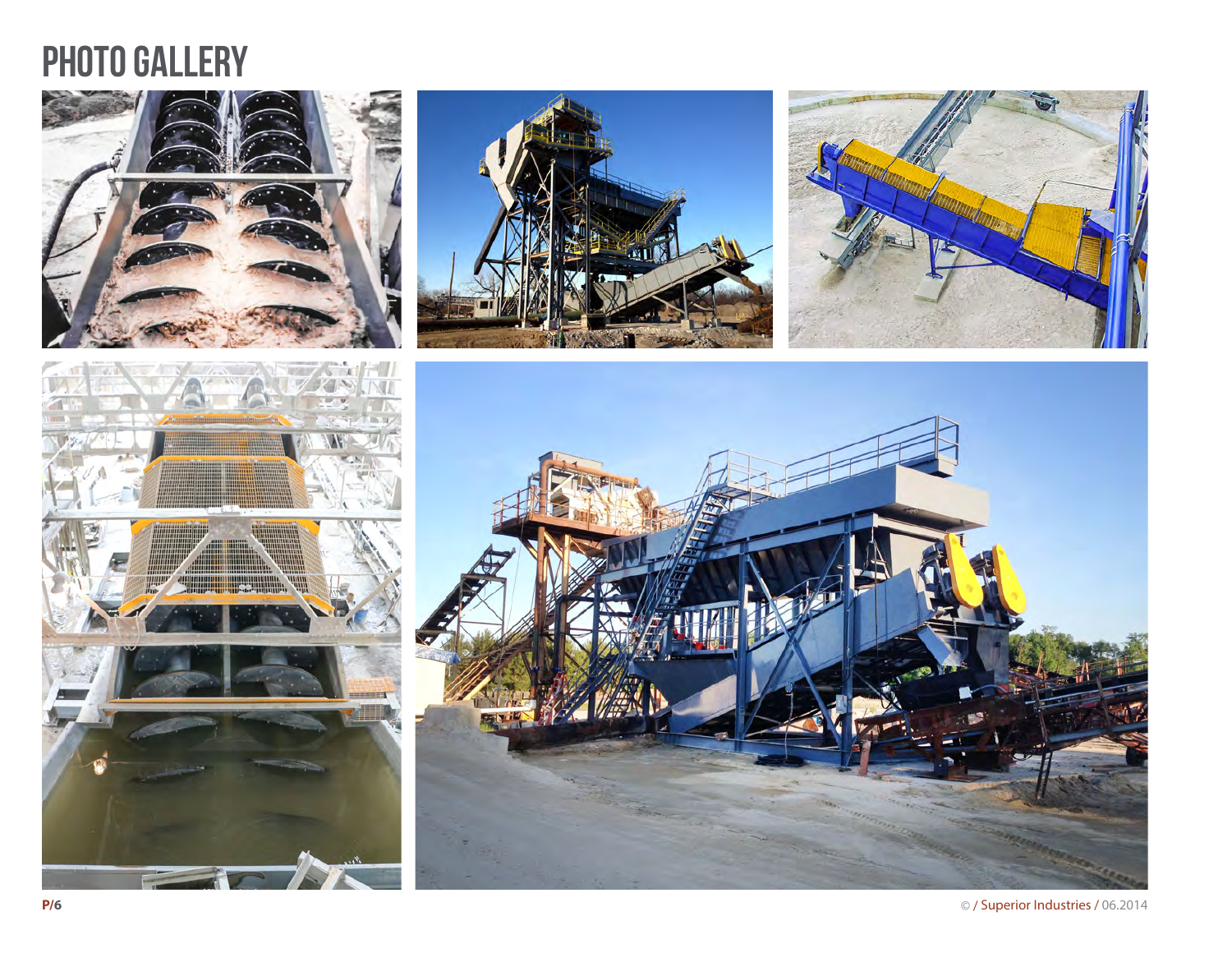# PHOTO GALLERY